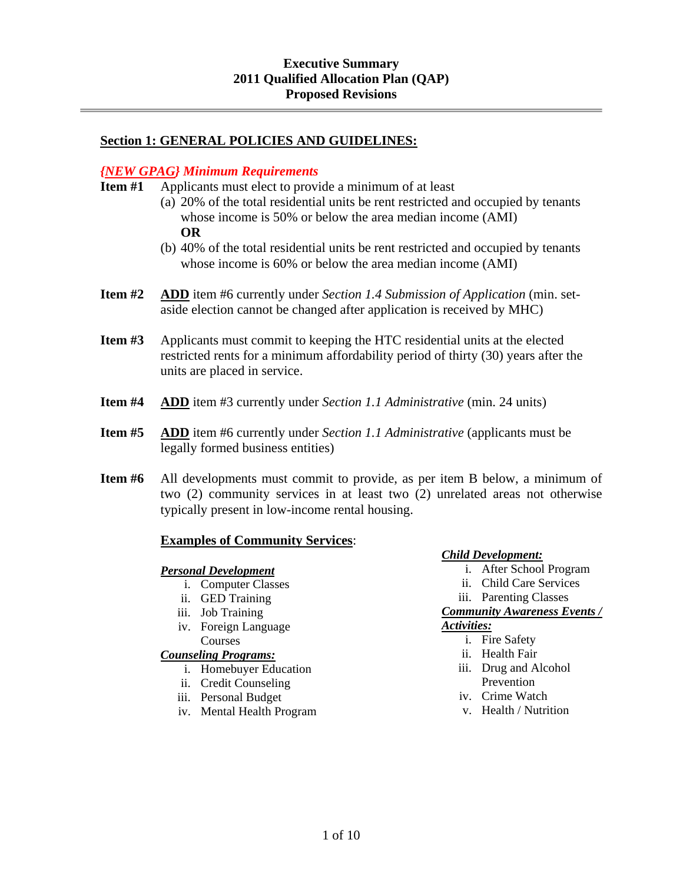**Executive Summary**
**2011 Qualified Allocation Plan (QAP)**
**Proposed Revisions**

---

## Section 1: GENERAL POLICIES AND GUIDELINES:

### *{NEW GPAG} Minimum Requirements*

**Item #1** Applicants must elect to provide a minimum of at least

(a) 20% of the total residential units be rent restricted and occupied by tenants whose income is 50% or below the area median income (AMI)

**OR**

(b) 40% of the total residential units be rent restricted and occupied by tenants whose income is 60% or below the area median income (AMI)

**Item #2** **ADD** item #6 currently under *Section 1.4 Submission of Application* (min. set-aside election cannot be changed after application is received by MHC)

**Item #3** Applicants must commit to keeping the HTC residential units at the elected restricted rents for a minimum affordability period of thirty (30) years after the units are placed in service.

**Item #4** **ADD** item #3 currently under *Section 1.1 Administrative* (min. 24 units)

**Item #5** **ADD** item #6 currently under *Section 1.1 Administrative* (applicants must be legally formed business entities)

**Item #6** All developments must commit to provide, as per item B below, a minimum of two (2) community services in at least two (2) unrelated areas not otherwise typically present in low-income rental housing.

**Examples of Community Services**:

***Personal Development***

i. Computer Classes
ii. GED Training
iii. Job Training
iv. Foreign Language Courses

***Counseling Programs:***

i. Homebuyer Education
ii. Credit Counseling
iii. Personal Budget
iv. Mental Health Program

***Child Development:***

i. After School Program
ii. Child Care Services
iii. Parenting Classes

***Community Awareness Events / Activities:***

i. Fire Safety
ii. Health Fair
iii. Drug and Alcohol Prevention
iv. Crime Watch
v. Health / Nutrition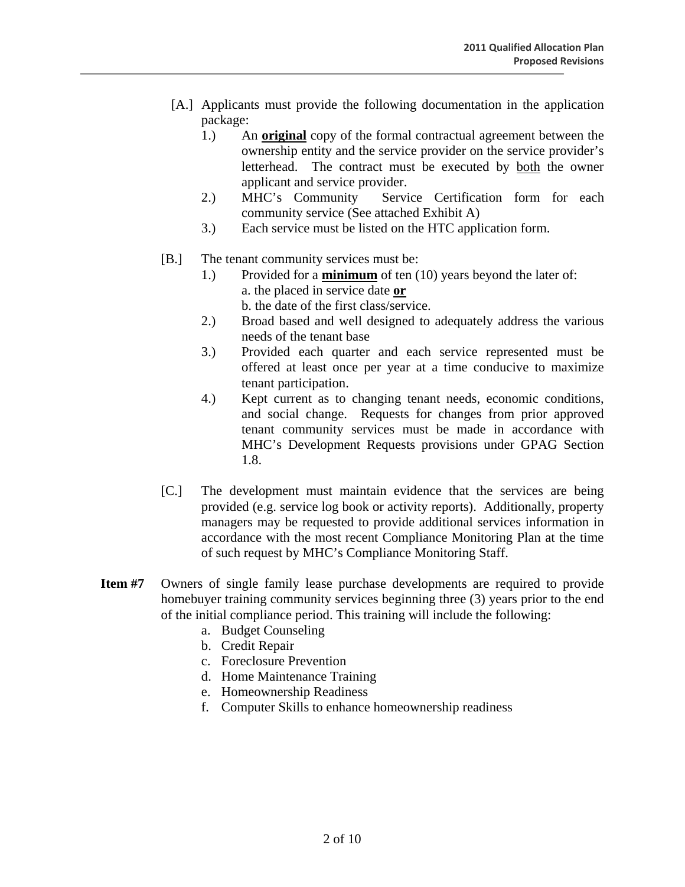[A.] Applicants must provide the following documentation in the application package:

1.) An **original** copy of the formal contractual agreement between the ownership entity and the service provider on the service provider's letterhead. The contract must be executed by both the owner applicant and service provider.
2.) MHC's Community Service Certification form for each community service (See attached Exhibit A)
3.) Each service must be listed on the HTC application form.

[B.] The tenant community services must be:

1.) Provided for a **minimum** of ten (10) years beyond the later of:
   a. the placed in service date **or**
   b. the date of the first class/service.
2.) Broad based and well designed to adequately address the various needs of the tenant base
3.) Provided each quarter and each service represented must be offered at least once per year at a time conducive to maximize tenant participation.
4.) Kept current as to changing tenant needs, economic conditions, and social change. Requests for changes from prior approved tenant community services must be made in accordance with MHC's Development Requests provisions under GPAG Section 1.8.

[C.] The development must maintain evidence that the services are being provided (e.g. service log book or activity reports). Additionally, property managers may be requested to provide additional services information in accordance with the most recent Compliance Monitoring Plan at the time of such request by MHC's Compliance Monitoring Staff.

**Item #7** Owners of single family lease purchase developments are required to provide homebuyer training community services beginning three (3) years prior to the end of the initial compliance period. This training will include the following:

a. Budget Counseling
b. Credit Repair
c. Foreclosure Prevention
d. Home Maintenance Training
e. Homeownership Readiness
f. Computer Skills to enhance homeownership readiness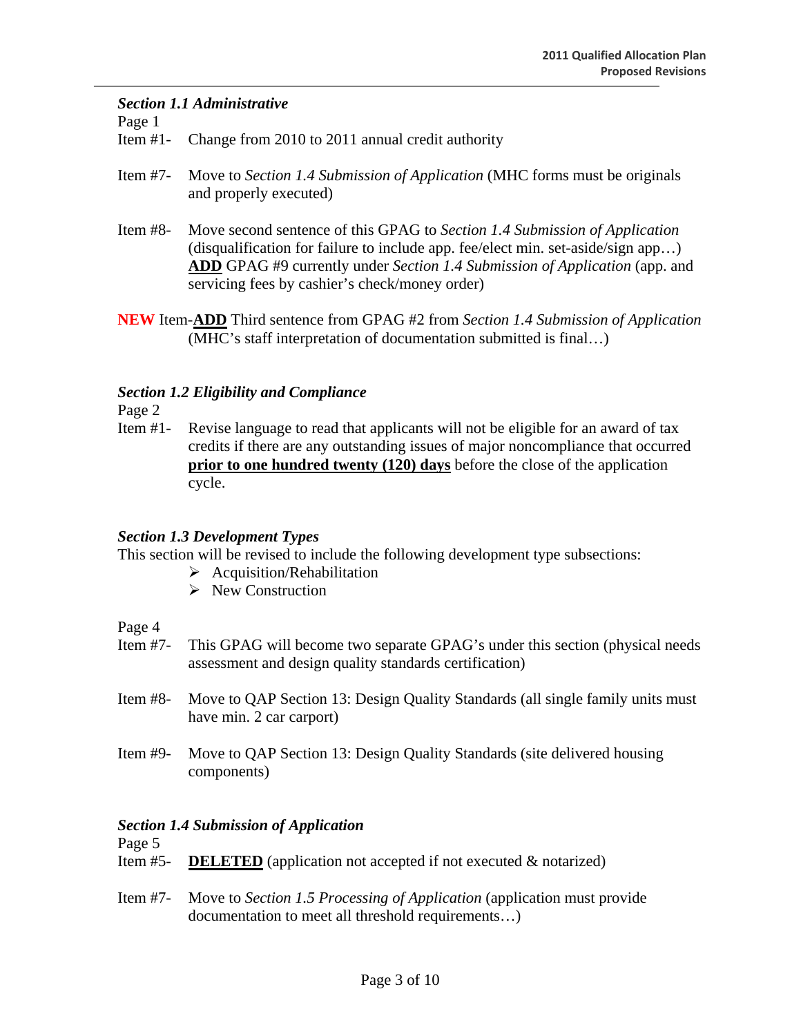### *Section 1.1 Administrative*

Page 1

Item #1- Change from 2010 to 2011 annual credit authority

Item #7- Move to *Section 1.4 Submission of Application* (MHC forms must be originals and properly executed)

Item #8- Move second sentence of this GPAG to *Section 1.4 Submission of Application* (disqualification for failure to include app. fee/elect min. set-aside/sign app…) **ADD** GPAG #9 currently under *Section 1.4 Submission of Application* (app. and servicing fees by cashier's check/money order)

**NEW** Item-**ADD** Third sentence from GPAG #2 from *Section 1.4 Submission of Application* (MHC's staff interpretation of documentation submitted is final…)

### *Section 1.2 Eligibility and Compliance*

Page 2

Item #1- Revise language to read that applicants will not be eligible for an award of tax credits if there are any outstanding issues of major noncompliance that occurred **prior to one hundred twenty (120) days** before the close of the application cycle.

### *Section 1.3 Development Types*

This section will be revised to include the following development type subsections:

- Acquisition/Rehabilitation
- New Construction

Page 4

Item #7- This GPAG will become two separate GPAG's under this section (physical needs assessment and design quality standards certification)

Item #8- Move to QAP Section 13: Design Quality Standards (all single family units must have min. 2 car carport)

Item #9- Move to QAP Section 13: Design Quality Standards (site delivered housing components)

### *Section 1.4 Submission of Application*

Page 5

Item #5- **DELETED** (application not accepted if not executed & notarized)

Item #7- Move to *Section 1.5 Processing of Application* (application must provide documentation to meet all threshold requirements…)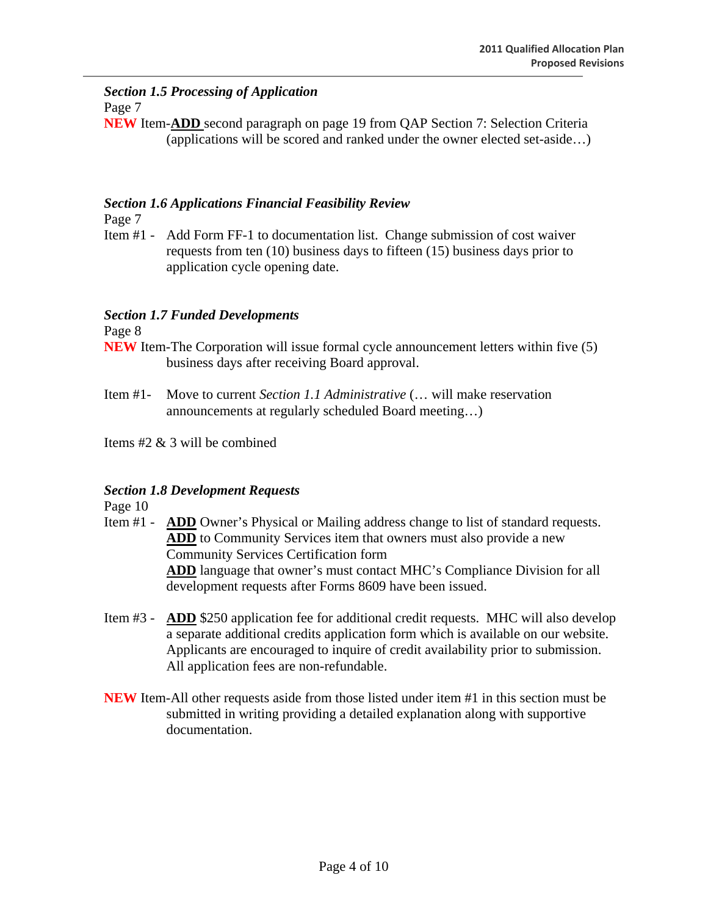### *Section 1.5 Processing of Application*

Page 7

**NEW** Item-**ADD** second paragraph on page 19 from QAP Section 7: Selection Criteria (applications will be scored and ranked under the owner elected set-aside…)

### *Section 1.6 Applications Financial Feasibility Review*

Page 7

Item #1 - Add Form FF-1 to documentation list. Change submission of cost waiver requests from ten (10) business days to fifteen (15) business days prior to application cycle opening date.

### *Section 1.7 Funded Developments*

Page 8

**NEW** Item-The Corporation will issue formal cycle announcement letters within five (5) business days after receiving Board approval.

Item #1- Move to current *Section 1.1 Administrative* (… will make reservation announcements at regularly scheduled Board meeting…)

Items #2 & 3 will be combined

### *Section 1.8 Development Requests*

Page 10

Item #1 - **ADD** Owner's Physical or Mailing address change to list of standard requests.
**ADD** to Community Services item that owners must also provide a new Community Services Certification form
**ADD** language that owner's must contact MHC's Compliance Division for all development requests after Forms 8609 have been issued.

Item #3 - **ADD** $250 application fee for additional credit requests. MHC will also develop a separate additional credits application form which is available on our website. Applicants are encouraged to inquire of credit availability prior to submission. All application fees are non-refundable.

**NEW** Item-All other requests aside from those listed under item #1 in this section must be submitted in writing providing a detailed explanation along with supportive documentation.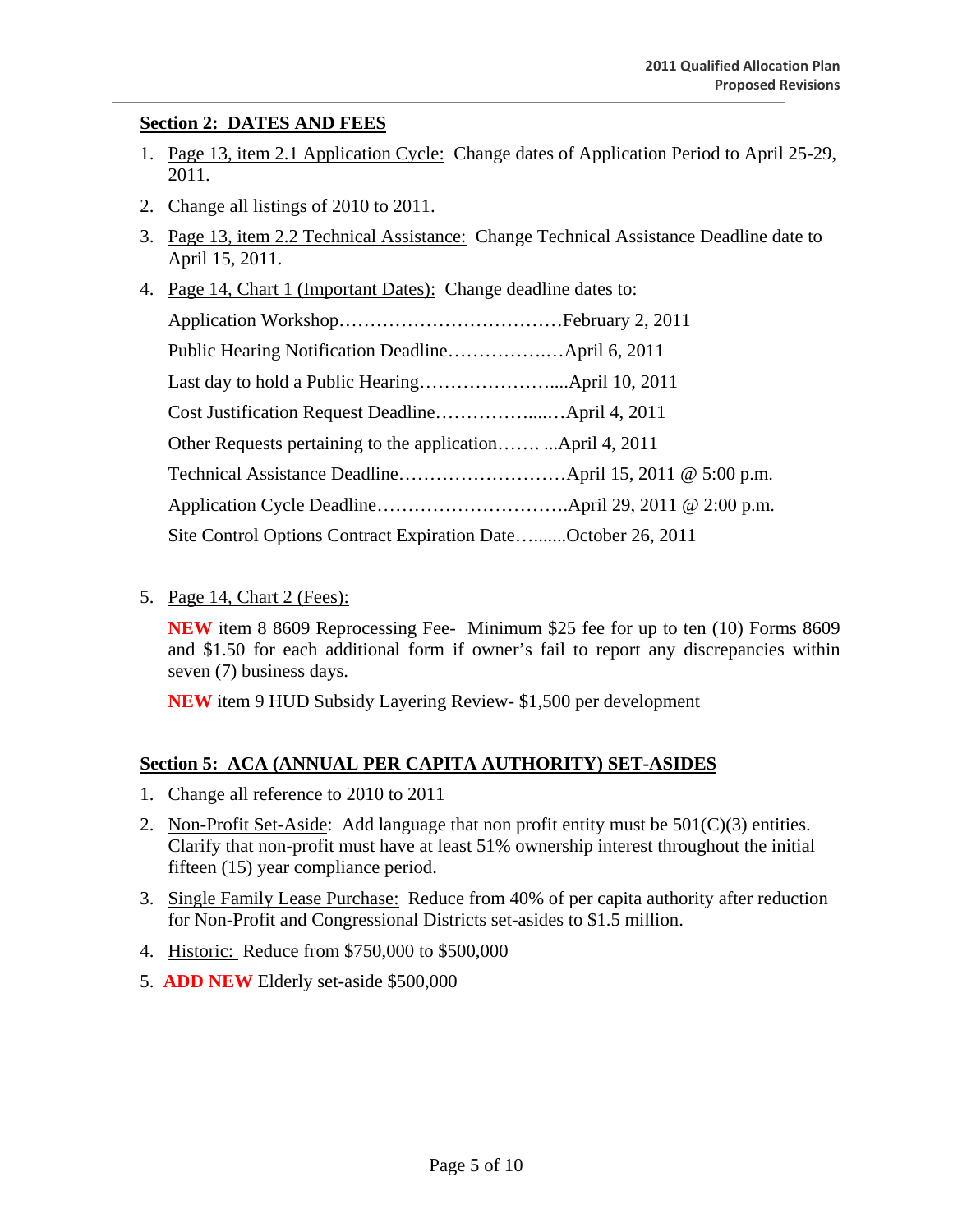## Section 2: DATES AND FEES

1. Page 13, item 2.1 Application Cycle: Change dates of Application Period to April 25-29, 2011.
2. Change all listings of 2010 to 2011.
3. Page 13, item 2.2 Technical Assistance: Change Technical Assistance Deadline date to April 15, 2011.
4. Page 14, Chart 1 (Important Dates): Change deadline dates to:

   Application Workshop……………………………….February 2, 2011

   Public Hearing Notification Deadline………………April 6, 2011

   Last day to hold a Public Hearing…………………....April 10, 2011

   Cost Justification Request Deadline……………....…April 4, 2011

   Other Requests pertaining to the application……. ...April 4, 2011

   Technical Assistance Deadline………………………April 15, 2011 @ 5:00 p.m.

   Application Cycle Deadline………………………….April 29, 2011 @ 2:00 p.m.

   Site Control Options Contract Expiration Date…......October 26, 2011

5. Page 14, Chart 2 (Fees):

   **NEW** item 8 8609 Reprocessing Fee- Minimum $25 fee for up to ten (10) Forms 8609 and $1.50 for each additional form if owner's fail to report any discrepancies within seven (7) business days.

   **NEW** item 9 HUD Subsidy Layering Review- $1,500 per development

## Section 5: ACA (ANNUAL PER CAPITA AUTHORITY) SET-ASIDES

1. Change all reference to 2010 to 2011
2. Non-Profit Set-Aside: Add language that non profit entity must be 501(C)(3) entities. Clarify that non-profit must have at least 51% ownership interest throughout the initial fifteen (15) year compliance period.
3. Single Family Lease Purchase: Reduce from 40% of per capita authority after reduction for Non-Profit and Congressional Districts set-asides to $1.5 million.
4. Historic: Reduce from $750,000 to $500,000
5. **ADD NEW** Elderly set-aside $500,000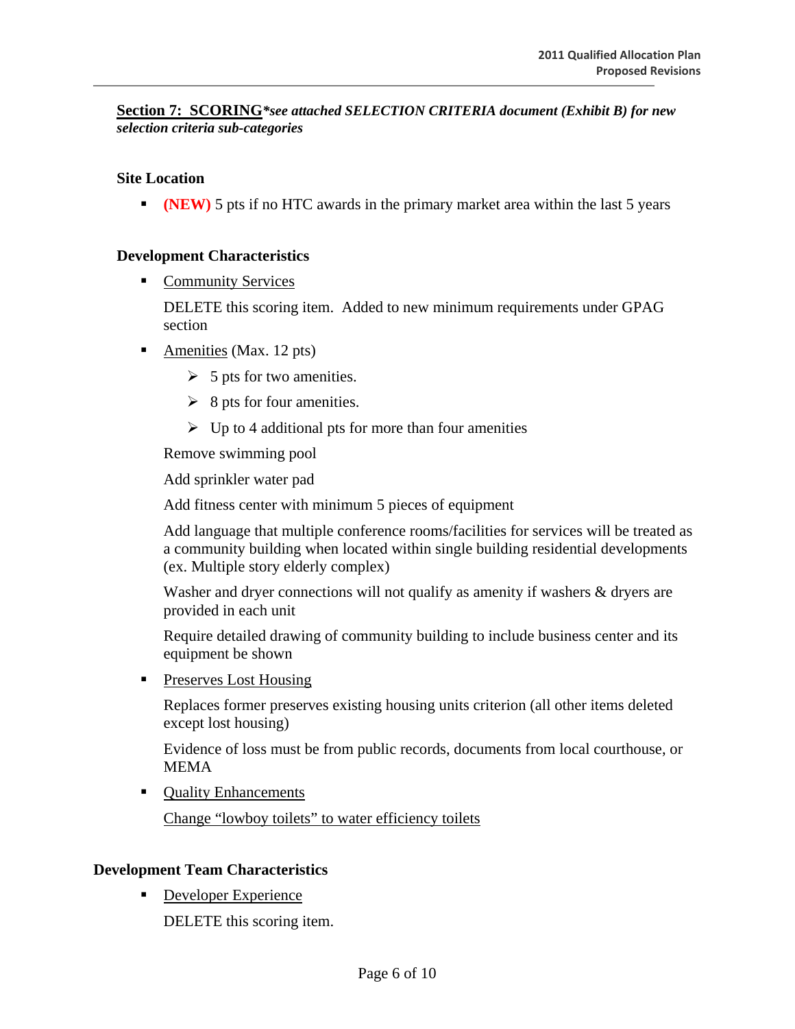**Section 7: SCORING** ***\*see attached SELECTION CRITERIA document (Exhibit B) for new selection criteria sub-categories***

**Site Location**

- **(NEW)** 5 pts if no HTC awards in the primary market area within the last 5 years

**Development Characteristics**

- Community Services

  DELETE this scoring item. Added to new minimum requirements under GPAG section

- Amenities (Max. 12 pts)
  - 5 pts for two amenities.
  - 8 pts for four amenities.
  - Up to 4 additional pts for more than four amenities

  Remove swimming pool

  Add sprinkler water pad

  Add fitness center with minimum 5 pieces of equipment

  Add language that multiple conference rooms/facilities for services will be treated as a community building when located within single building residential developments (ex. Multiple story elderly complex)

  Washer and dryer connections will not qualify as amenity if washers & dryers are provided in each unit

  Require detailed drawing of community building to include business center and its equipment be shown

- Preserves Lost Housing

  Replaces former preserves existing housing units criterion (all other items deleted except lost housing)

  Evidence of loss must be from public records, documents from local courthouse, or MEMA

- Quality Enhancements

  Change "lowboy toilets" to water efficiency toilets

**Development Team Characteristics**

- Developer Experience

  DELETE this scoring item.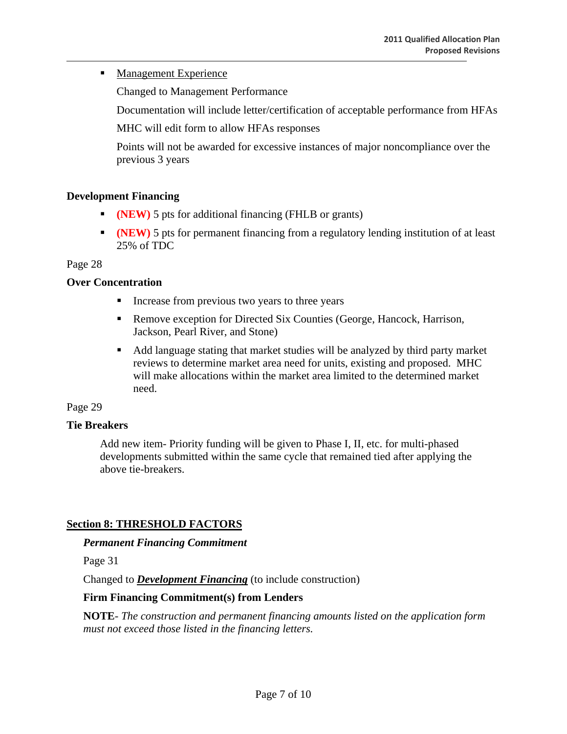- <u>Management Experience</u>

  Changed to Management Performance

  Documentation will include letter/certification of acceptable performance from HFAs

  MHC will edit form to allow HFAs responses

  Points will not be awarded for excessive instances of major noncompliance over the previous 3 years

**Development Financing**

- **(NEW)** 5 pts for additional financing (FHLB or grants)
- **(NEW)** 5 pts for permanent financing from a regulatory lending institution of at least 25% of TDC

Page 28

**Over Concentration**

- Increase from previous two years to three years
- Remove exception for Directed Six Counties (George, Hancock, Harrison, Jackson, Pearl River, and Stone)
- Add language stating that market studies will be analyzed by third party market reviews to determine market area need for units, existing and proposed. MHC will make allocations within the market area limited to the determined market need.

Page 29

**Tie Breakers**

Add new item- Priority funding will be given to Phase I, II, etc. for multi-phased developments submitted within the same cycle that remained tied after applying the above tie-breakers.

## <u>Section 8: THRESHOLD FACTORS</u>

***Permanent Financing Commitment***

Page 31

Changed to ***<u>Development Financing</u>*** (to include construction)

**Firm Financing Commitment(s) from Lenders**

**NOTE**- *The construction and permanent financing amounts listed on the application form must not exceed those listed in the financing letters.*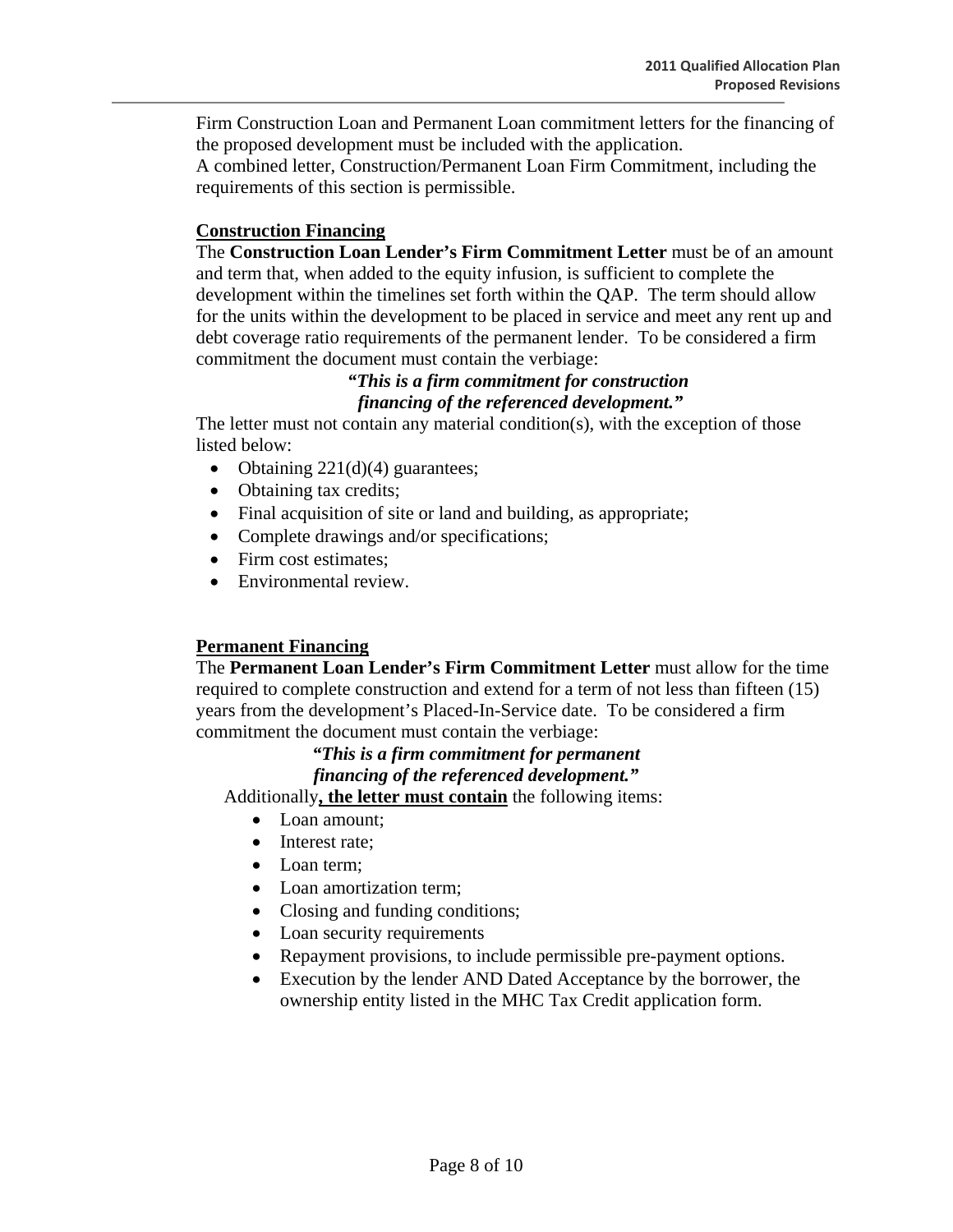Firm Construction Loan and Permanent Loan commitment letters for the financing of the proposed development must be included with the application.
A combined letter, Construction/Permanent Loan Firm Commitment, including the requirements of this section is permissible.

**<u>Construction Financing</u>**

The **Construction Loan Lender's Firm Commitment Letter** must be of an amount and term that, when added to the equity infusion, is sufficient to complete the development within the timelines set forth within the QAP. The term should allow for the units within the development to be placed in service and meet any rent up and debt coverage ratio requirements of the permanent lender. To be considered a firm commitment the document must contain the verbiage:

***"This is a firm commitment for construction financing of the referenced development."***

The letter must not contain any material condition(s), with the exception of those listed below:

- Obtaining 221(d)(4) guarantees;
- Obtaining tax credits;
- Final acquisition of site or land and building, as appropriate;
- Complete drawings and/or specifications;
- Firm cost estimates;
- Environmental review.

**<u>Permanent Financing</u>**

The **Permanent Loan Lender's Firm Commitment Letter** must allow for the time required to complete construction and extend for a term of not less than fifteen (15) years from the development's Placed-In-Service date. To be considered a firm commitment the document must contain the verbiage:

***"This is a firm commitment for permanent financing of the referenced development."***

Additionally**<u>, the letter must contain</u>** the following items:

- Loan amount;
- Interest rate;
- Loan term;
- Loan amortization term;
- Closing and funding conditions;
- Loan security requirements
- Repayment provisions, to include permissible pre-payment options.
- Execution by the lender AND Dated Acceptance by the borrower, the ownership entity listed in the MHC Tax Credit application form.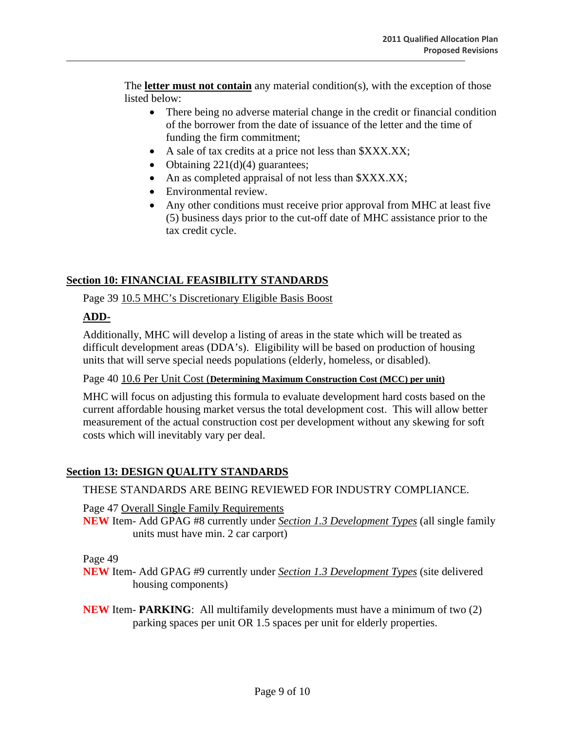The **<u>letter must not contain</u>** any material condition(s), with the exception of those listed below:

- There being no adverse material change in the credit or financial condition of the borrower from the date of issuance of the letter and the time of funding the firm commitment;
- A sale of tax credits at a price not less than $XXX.XX;
- Obtaining 221(d)(4) guarantees;
- An as completed appraisal of not less than $XXX.XX;
- Environmental review.
- Any other conditions must receive prior approval from MHC at least five (5) business days prior to the cut-off date of MHC assistance prior to the tax credit cycle.

## <u>Section 10: FINANCIAL FEASIBILITY STANDARDS</u>

Page 39 <u>10.5 MHC's Discretionary Eligible Basis Boost</u>

**<u>ADD-</u>**

Additionally, MHC will develop a listing of areas in the state which will be treated as difficult development areas (DDA's). Eligibility will be based on production of housing units that will serve special needs populations (elderly, homeless, or disabled).

Page 40 <u>10.6 Per Unit Cost (**Determining Maximum Construction Cost (MCC) per unit)**</u>

MHC will focus on adjusting this formula to evaluate development hard costs based on the current affordable housing market versus the total development cost. This will allow better measurement of the actual construction cost per development without any skewing for soft costs which will inevitably vary per deal.

## <u>Section 13: DESIGN QUALITY STANDARDS</u>

THESE STANDARDS ARE BEING REVIEWED FOR INDUSTRY COMPLIANCE.

Page 47 <u>Overall Single Family Requirements</u>

**NEW** Item- Add GPAG #8 currently under <u>*Section 1.3 Development Types*</u> (all single family units must have min. 2 car carport)

Page 49

**NEW** Item- Add GPAG #9 currently under <u>*Section 1.3 Development Types*</u> (site delivered housing components)

**NEW** Item- **PARKING**: All multifamily developments must have a minimum of two (2) parking spaces per unit OR 1.5 spaces per unit for elderly properties.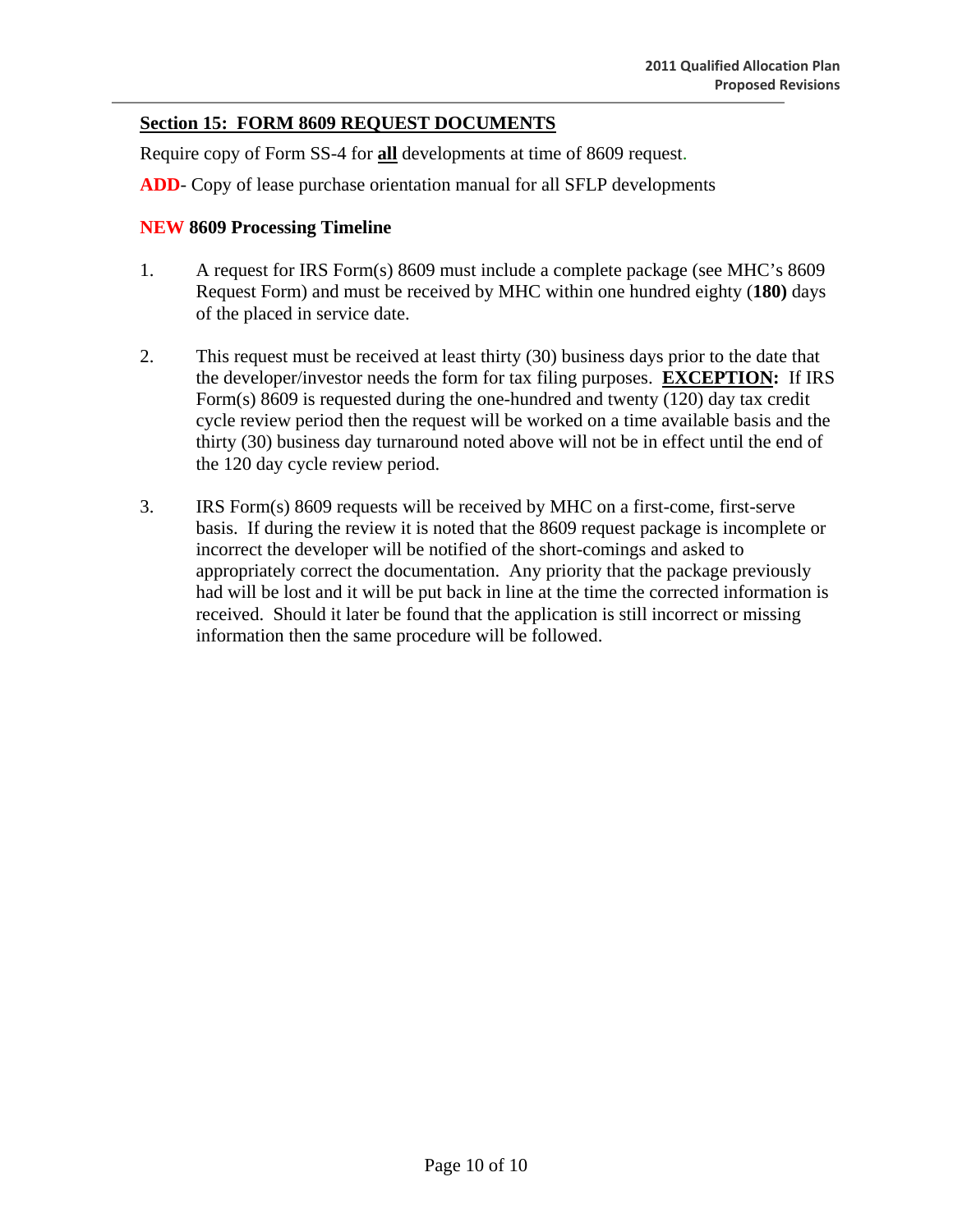## Section 15: FORM 8609 REQUEST DOCUMENTS

Require copy of Form SS-4 for **all** developments at time of 8609 request.

**ADD**- Copy of lease purchase orientation manual for all SFLP developments

### NEW 8609 Processing Timeline

1. A request for IRS Form(s) 8609 must include a complete package (see MHC's 8609 Request Form) and must be received by MHC within one hundred eighty (**180)** days of the placed in service date.

2. This request must be received at least thirty (30) business days prior to the date that the developer/investor needs the form for tax filing purposes. **EXCEPTION:** If IRS Form(s) 8609 is requested during the one-hundred and twenty (120) day tax credit cycle review period then the request will be worked on a time available basis and the thirty (30) business day turnaround noted above will not be in effect until the end of the 120 day cycle review period.

3. IRS Form(s) 8609 requests will be received by MHC on a first-come, first-serve basis. If during the review it is noted that the 8609 request package is incomplete or incorrect the developer will be notified of the short-comings and asked to appropriately correct the documentation. Any priority that the package previously had will be lost and it will be put back in line at the time the corrected information is received. Should it later be found that the application is still incorrect or missing information then the same procedure will be followed.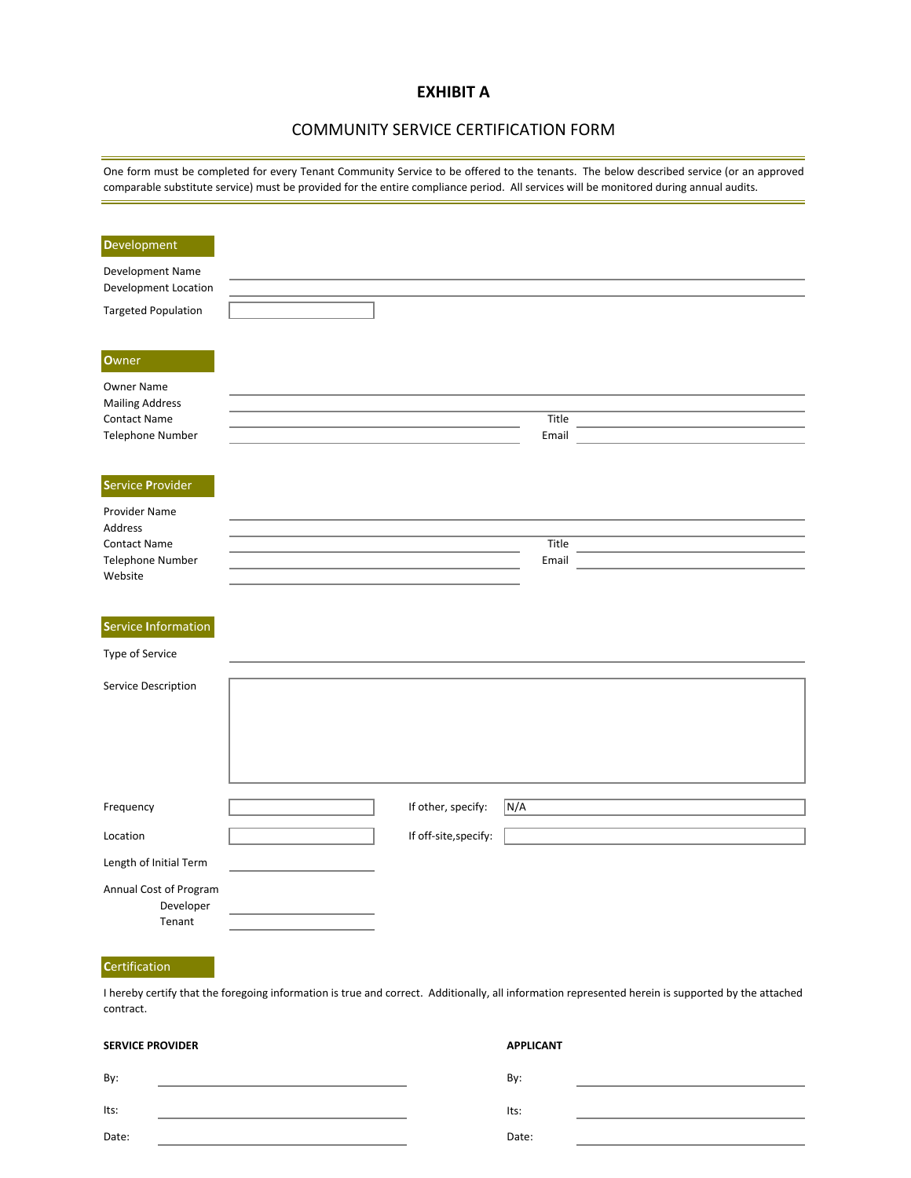# EXHIBIT A

## COMMUNITY SERVICE CERTIFICATION FORM

One form must be completed for every Tenant Community Service to be offered to the tenants. The below described service (or an approved comparable substitute service) must be provided for the entire compliance period. All services will be monitored during annual audits.

### Development

Development Name \_\_\_\_\_\_\_\_\_\_\_\_\_\_\_\_\_\_\_\_

Development Location \_\_\_\_\_\_\_\_\_\_\_\_\_\_\_\_\_\_\_\_

Targeted Population \_\_\_\_\_\_\_\_\_\_\_\_\_\_\_\_\_\_\_\_

### Owner

Owner Name \_\_\_\_\_\_\_\_\_\_\_\_\_\_\_\_\_\_\_\_

Mailing Address \_\_\_\_\_\_\_\_\_\_\_\_\_\_\_\_\_\_\_\_

Contact Name \_\_\_\_\_\_\_\_\_\_\_\_\_\_\_\_\_\_\_\_ Title \_\_\_\_\_\_\_\_\_\_\_\_\_\_\_\_\_\_\_\_

Telephone Number \_\_\_\_\_\_\_\_\_\_\_\_\_\_\_\_\_\_\_\_ Email \_\_\_\_\_\_\_\_\_\_\_\_\_\_\_\_\_\_\_\_

### Service Provider

Provider Name \_\_\_\_\_\_\_\_\_\_\_\_\_\_\_\_\_\_\_\_

Address \_\_\_\_\_\_\_\_\_\_\_\_\_\_\_\_\_\_\_\_

Contact Name \_\_\_\_\_\_\_\_\_\_\_\_\_\_\_\_\_\_\_\_ Title \_\_\_\_\_\_\_\_\_\_\_\_\_\_\_\_\_\_\_\_

Telephone Number \_\_\_\_\_\_\_\_\_\_\_\_\_\_\_\_\_\_\_\_ Email \_\_\_\_\_\_\_\_\_\_\_\_\_\_\_\_\_\_\_\_

Website \_\_\_\_\_\_\_\_\_\_\_\_\_\_\_\_\_\_\_\_

### Service Information

Type of Service \_\_\_\_\_\_\_\_\_\_\_\_\_\_\_\_\_\_\_\_

Service Description \_\_\_\_\_\_\_\_\_\_\_\_\_\_\_\_\_\_\_\_

Frequency \_\_\_\_\_\_\_\_\_\_\_\_\_\_\_\_\_\_\_\_ If other, specify: N/A

Location \_\_\_\_\_\_\_\_\_\_\_\_\_\_\_\_\_\_\_\_ If off-site,specify: \_\_\_\_\_\_\_\_\_\_\_\_\_\_\_\_\_\_\_\_

Length of Initial Term \_\_\_\_\_\_\_\_\_\_\_\_\_\_\_\_\_\_\_\_

Annual Cost of Program

- Developer \_\_\_\_\_\_\_\_\_\_\_\_\_\_\_\_\_\_\_\_
- Tenant \_\_\_\_\_\_\_\_\_\_\_\_\_\_\_\_\_\_\_\_

### Certification

I hereby certify that the foregoing information is true and correct. Additionally, all information represented herein is supported by the attached contract.

| **SERVICE PROVIDER** | | **APPLICANT** | |
|---|---|---|---|
| By: | \_\_\_\_\_\_\_\_\_\_\_\_\_\_\_\_\_\_\_\_ | By: | \_\_\_\_\_\_\_\_\_\_\_\_\_\_\_\_\_\_\_\_ |
| Its: | \_\_\_\_\_\_\_\_\_\_\_\_\_\_\_\_\_\_\_\_ | Its: | \_\_\_\_\_\_\_\_\_\_\_\_\_\_\_\_\_\_\_\_ |
| Date: | \_\_\_\_\_\_\_\_\_\_\_\_\_\_\_\_\_\_\_\_ | Date: | \_\_\_\_\_\_\_\_\_\_\_\_\_\_\_\_\_\_\_\_ |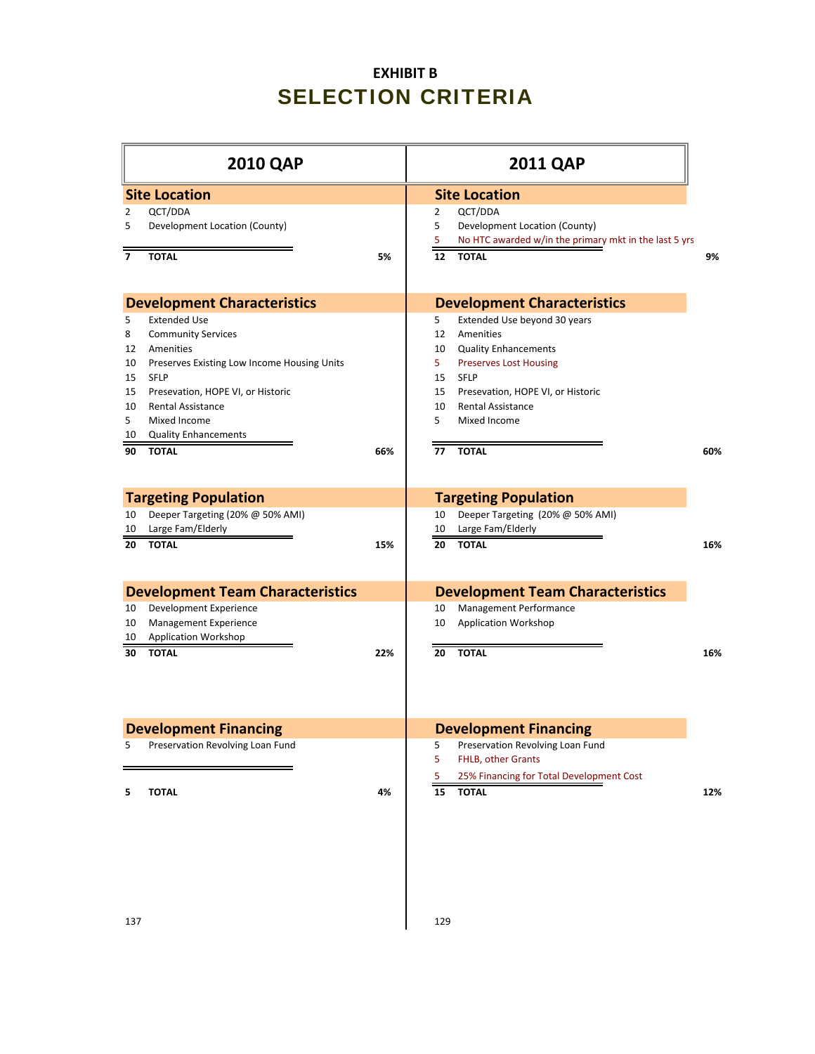# EXHIBIT B

## SELECTION CRITERIA

| 2010 QAP | | | 2011 QAP | | |
|---|---|---|---|---|---|
| **Site Location** | | | **Site Location** | | |
| 2 | QCT/DDA | | 2 | QCT/DDA | |
| 5 | Development Location (County) | | 5 | Development Location (County) | |
| | | | 5 | No HTC awarded w/in the primary mkt in the last 5 yrs | |
| **7** | **TOTAL** | **5%** | **12** | **TOTAL** | **9%** |
| **Development Characteristics** | | | **Development Characteristics** | | |
| 5 | Extended Use | | 5 | Extended Use beyond 30 years | |
| 8 | Community Services | | 12 | Amenities | |
| 12 | Amenities | | 10 | Quality Enhancements | |
| 10 | Preserves Existing Low Income Housing Units | | 5 | Preserves Lost Housing | |
| 15 | SFLP | | 15 | SFLP | |
| 15 | Presevation, HOPE VI, or Historic | | 15 | Presevation, HOPE VI, or Historic | |
| 10 | Rental Assistance | | 10 | Rental Assistance | |
| 5 | Mixed Income | | 5 | Mixed Income | |
| 10 | Quality Enhancements | | | | |
| **90** | **TOTAL** | **66%** | **77** | **TOTAL** | **60%** |
| **Targeting Population** | | | **Targeting Population** | | |
| 10 | Deeper Targeting (20% @ 50% AMI) | | 10 | Deeper Targeting (20% @ 50% AMI) | |
| 10 | Large Fam/Elderly | | 10 | Large Fam/Elderly | |
| **20** | **TOTAL** | **15%** | **20** | **TOTAL** | **16%** |
| **Development Team Characteristics** | | | **Development Team Characteristics** | | |
| 10 | Development Experience | | 10 | Management Performance | |
| 10 | Management Experience | | 10 | Application Workshop | |
| 10 | Application Workshop | | | | |
| **30** | **TOTAL** | **22%** | **20** | **TOTAL** | **16%** |
| **Development Financing** | | | **Development Financing** | | |
| 5 | Preservation Revolving Loan Fund | | 5 | Preservation Revolving Loan Fund | |
| | | | 5 | FHLB, other Grants | |
| | | | 5 | 25% Financing for Total Development Cost | |
| **5** | **TOTAL** | **4%** | **15** | **TOTAL** | **12%** |
| 137 | | | 129 | | |